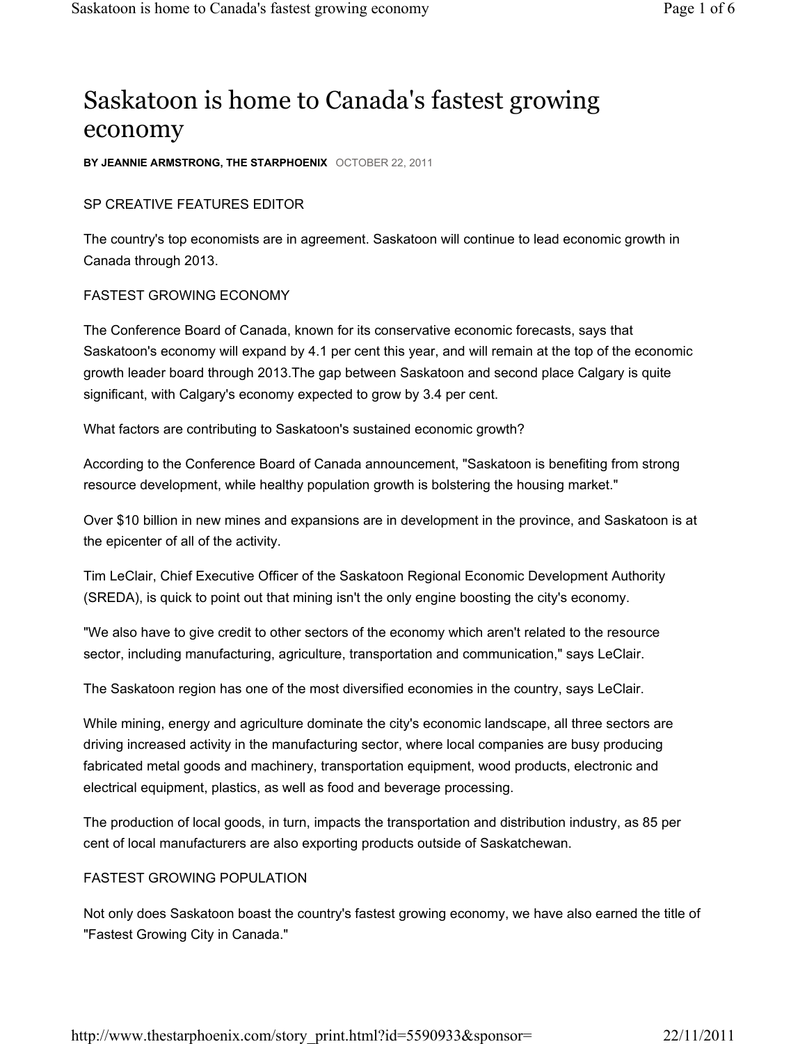# Saskatoon is home to Canada's fastest growing economy

**BY JEANNIE ARMSTRONG, THE STARPHOENIX** OCTOBER 22, 2011

SP CREATIVE FEATURES EDITOR

The country's top economists are in agreement. Saskatoon will continue to lead economic growth in Canada through 2013.

## FASTEST GROWING ECONOMY

The Conference Board of Canada, known for its conservative economic forecasts, says that Saskatoon's economy will expand by 4.1 per cent this year, and will remain at the top of the economic growth leader board through 2013.The gap between Saskatoon and second place Calgary is quite significant, with Calgary's economy expected to grow by 3.4 per cent.

What factors are contributing to Saskatoon's sustained economic growth?

According to the Conference Board of Canada announcement, "Saskatoon is benefiting from strong resource development, while healthy population growth is bolstering the housing market."

Over $10 billion in new mines and expansions are in development in the province, and Saskatoon is at the epicenter of all of the activity.

Tim LeClair, Chief Executive Officer of the Saskatoon Regional Economic Development Authority (SREDA), is quick to point out that mining isn't the only engine boosting the city's economy.

"We also have to give credit to other sectors of the economy which aren't related to the resource sector, including manufacturing, agriculture, transportation and communication," says LeClair.

The Saskatoon region has one of the most diversified economies in the country, says LeClair.

While mining, energy and agriculture dominate the city's economic landscape, all three sectors are driving increased activity in the manufacturing sector, where local companies are busy producing fabricated metal goods and machinery, transportation equipment, wood products, electronic and electrical equipment, plastics, as well as food and beverage processing.

The production of local goods, in turn, impacts the transportation and distribution industry, as 85 per cent of local manufacturers are also exporting products outside of Saskatchewan.

## FASTEST GROWING POPULATION

Not only does Saskatoon boast the country's fastest growing economy, we have also earned the title of "Fastest Growing City in Canada."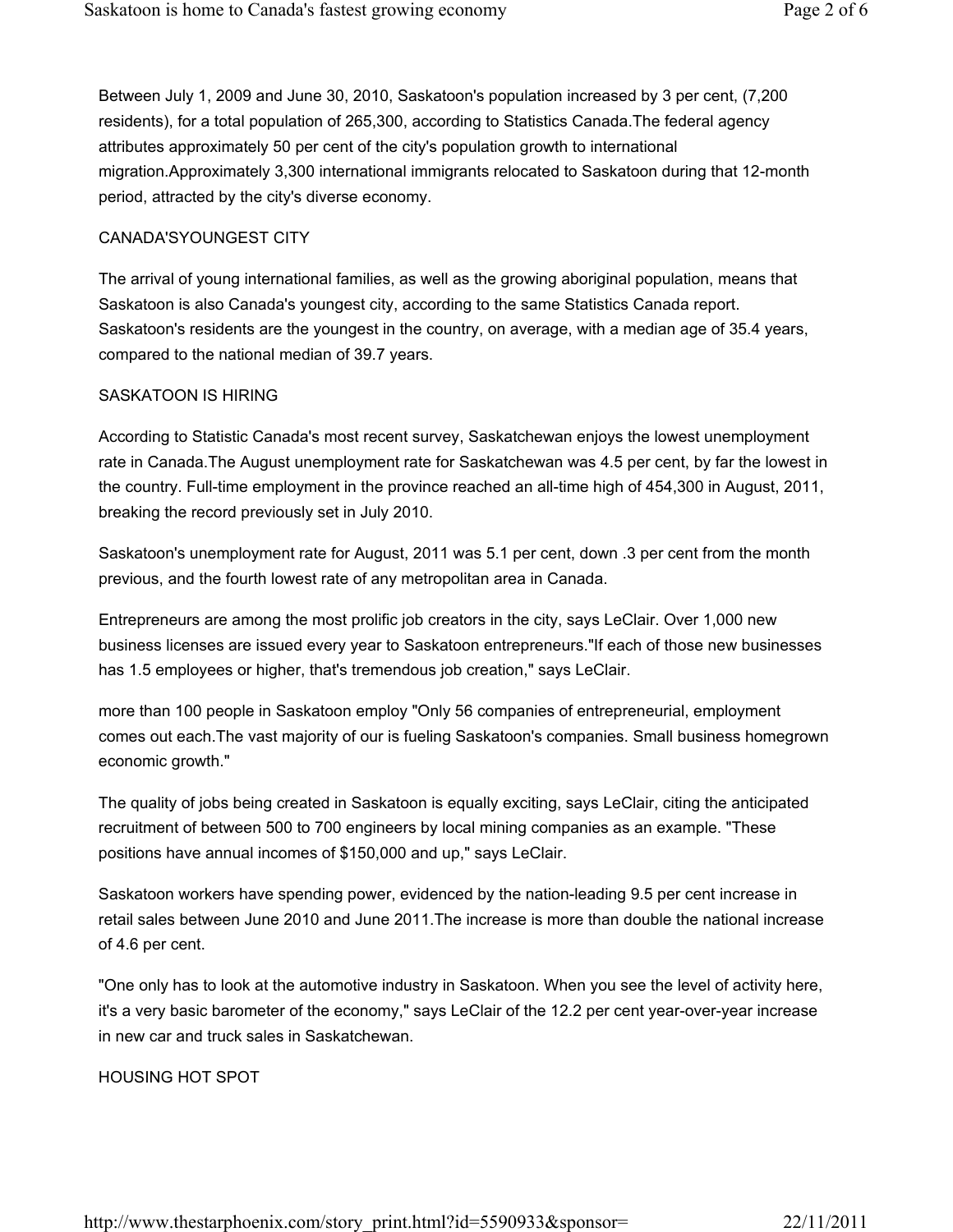Between July 1, 2009 and June 30, 2010, Saskatoon's population increased by 3 per cent, (7,200 residents), for a total population of 265,300, according to Statistics Canada.The federal agency attributes approximately 50 per cent of the city's population growth to international migration.Approximately 3,300 international immigrants relocated to Saskatoon during that 12-month period, attracted by the city's diverse economy.

## CANADA'SYOUNGEST CITY

The arrival of young international families, as well as the growing aboriginal population, means that Saskatoon is also Canada's youngest city, according to the same Statistics Canada report. Saskatoon's residents are the youngest in the country, on average, with a median age of 35.4 years, compared to the national median of 39.7 years.

## SASKATOON IS HIRING

According to Statistic Canada's most recent survey, Saskatchewan enjoys the lowest unemployment rate in Canada.The August unemployment rate for Saskatchewan was 4.5 per cent, by far the lowest in the country. Full-time employment in the province reached an all-time high of 454,300 in August, 2011, breaking the record previously set in July 2010.

Saskatoon's unemployment rate for August, 2011 was 5.1 per cent, down .3 per cent from the month previous, and the fourth lowest rate of any metropolitan area in Canada.

Entrepreneurs are among the most prolific job creators in the city, says LeClair. Over 1,000 new business licenses are issued every year to Saskatoon entrepreneurs."If each of those new businesses has 1.5 employees or higher, that's tremendous job creation," says LeClair.

more than 100 people in Saskatoon employ "Only 56 companies of entrepreneurial, employment comes out each.The vast majority of our is fueling Saskatoon's companies. Small business homegrown economic growth."

The quality of jobs being created in Saskatoon is equally exciting, says LeClair, citing the anticipated recruitment of between 500 to 700 engineers by local mining companies as an example. "These positions have annual incomes of $150,000 and up," says LeClair.

Saskatoon workers have spending power, evidenced by the nation-leading 9.5 per cent increase in retail sales between June 2010 and June 2011.The increase is more than double the national increase of 4.6 per cent.

"One only has to look at the automotive industry in Saskatoon. When you see the level of activity here, it's a very basic barometer of the economy," says LeClair of the 12.2 per cent year-over-year increase in new car and truck sales in Saskatchewan.

## HOUSING HOT SPOT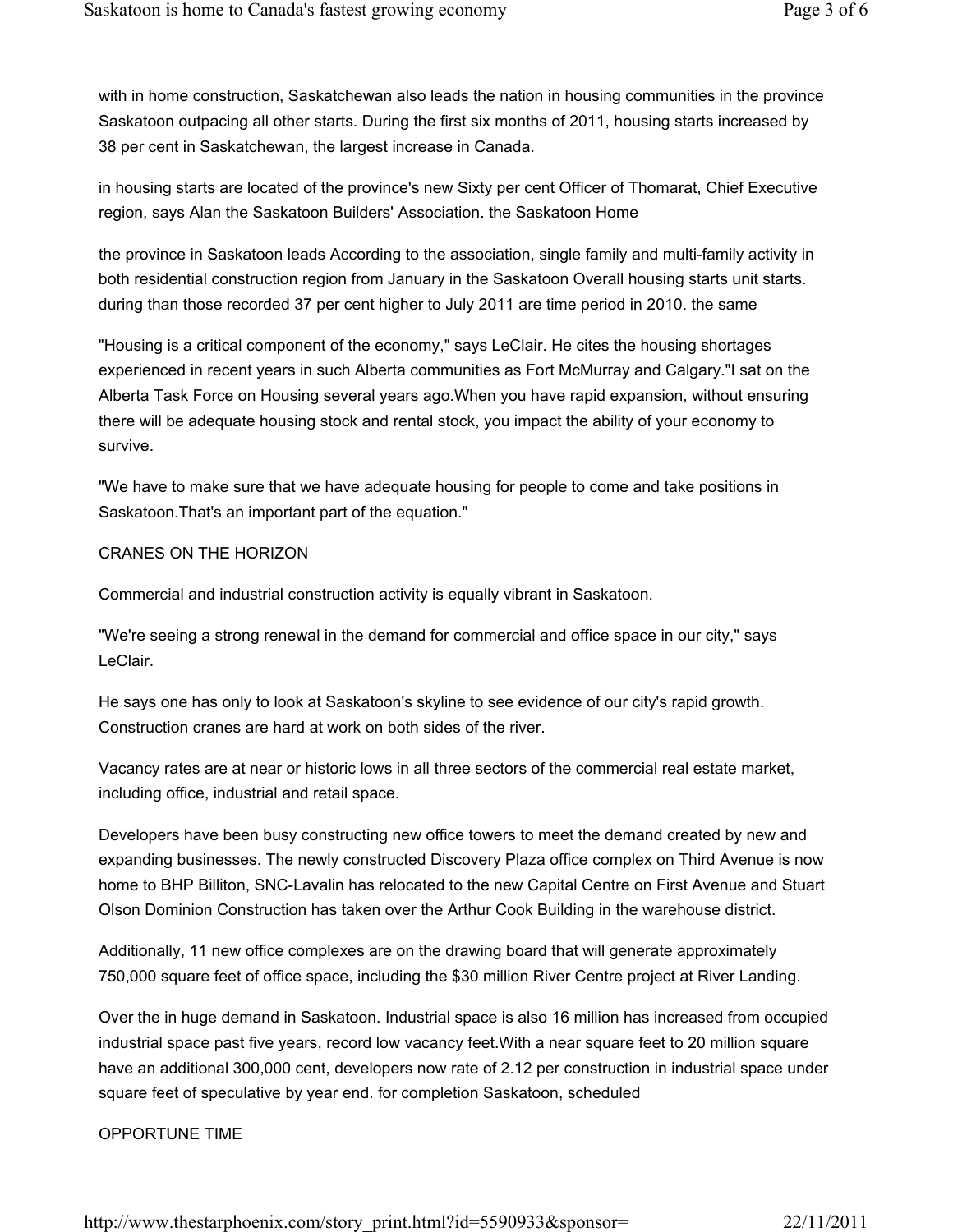with in home construction, Saskatchewan also leads the nation in housing communities in the province Saskatoon outpacing all other starts. During the first six months of 2011, housing starts increased by 38 per cent in Saskatchewan, the largest increase in Canada.

in housing starts are located of the province's new Sixty per cent Officer of Thomarat, Chief Executive region, says Alan the Saskatoon Builders' Association. the Saskatoon Home

the province in Saskatoon leads According to the association, single family and multi-family activity in both residential construction region from January in the Saskatoon Overall housing starts unit starts. during than those recorded 37 per cent higher to July 2011 are time period in 2010. the same

"Housing is a critical component of the economy," says LeClair. He cites the housing shortages experienced in recent years in such Alberta communities as Fort McMurray and Calgary."I sat on the Alberta Task Force on Housing several years ago.When you have rapid expansion, without ensuring there will be adequate housing stock and rental stock, you impact the ability of your economy to survive.

"We have to make sure that we have adequate housing for people to come and take positions in Saskatoon.That's an important part of the equation."

CRANES ON THE HORIZON

Commercial and industrial construction activity is equally vibrant in Saskatoon.

"We're seeing a strong renewal in the demand for commercial and office space in our city," says LeClair.

He says one has only to look at Saskatoon's skyline to see evidence of our city's rapid growth. Construction cranes are hard at work on both sides of the river.

Vacancy rates are at near or historic lows in all three sectors of the commercial real estate market, including office, industrial and retail space.

Developers have been busy constructing new office towers to meet the demand created by new and expanding businesses. The newly constructed Discovery Plaza office complex on Third Avenue is now home to BHP Billiton, SNC-Lavalin has relocated to the new Capital Centre on First Avenue and Stuart Olson Dominion Construction has taken over the Arthur Cook Building in the warehouse district.

Additionally, 11 new office complexes are on the drawing board that will generate approximately 750,000 square feet of office space, including the $30 million River Centre project at River Landing.

Over the in huge demand in Saskatoon. Industrial space is also 16 million has increased from occupied industrial space past five years, record low vacancy feet.With a near square feet to 20 million square have an additional 300,000 cent, developers now rate of 2.12 per construction in industrial space under square feet of speculative by year end. for completion Saskatoon, scheduled

OPPORTUNE TIME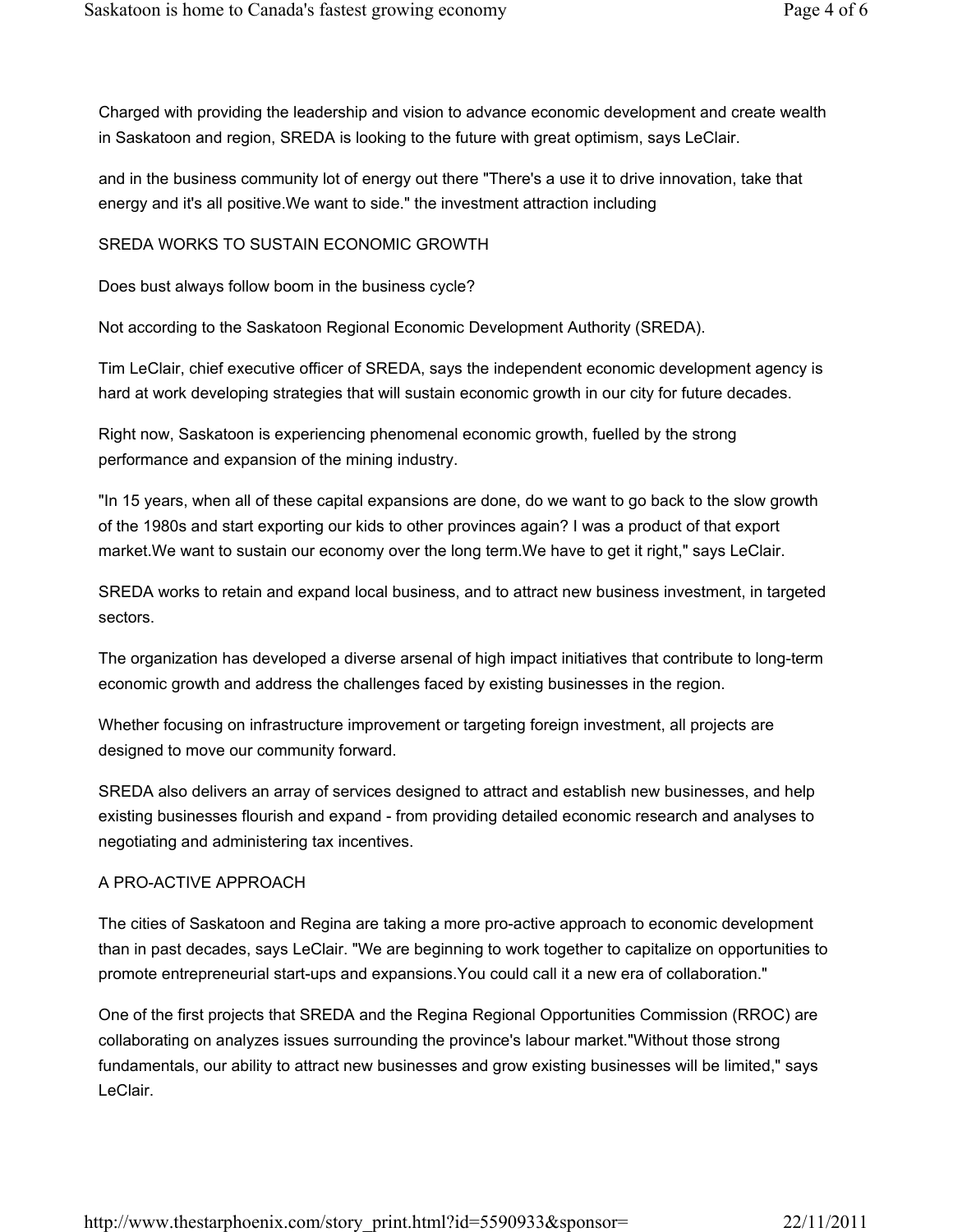Charged with providing the leadership and vision to advance economic development and create wealth in Saskatoon and region, SREDA is looking to the future with great optimism, says LeClair.

and in the business community lot of energy out there "There's a use it to drive innovation, take that energy and it's all positive.We want to side." the investment attraction including

## SREDA WORKS TO SUSTAIN ECONOMIC GROWTH

Does bust always follow boom in the business cycle?

Not according to the Saskatoon Regional Economic Development Authority (SREDA).

Tim LeClair, chief executive officer of SREDA, says the independent economic development agency is hard at work developing strategies that will sustain economic growth in our city for future decades.

Right now, Saskatoon is experiencing phenomenal economic growth, fuelled by the strong performance and expansion of the mining industry.

"In 15 years, when all of these capital expansions are done, do we want to go back to the slow growth of the 1980s and start exporting our kids to other provinces again? I was a product of that export market.We want to sustain our economy over the long term.We have to get it right," says LeClair.

SREDA works to retain and expand local business, and to attract new business investment, in targeted sectors.

The organization has developed a diverse arsenal of high impact initiatives that contribute to long-term economic growth and address the challenges faced by existing businesses in the region.

Whether focusing on infrastructure improvement or targeting foreign investment, all projects are designed to move our community forward.

SREDA also delivers an array of services designed to attract and establish new businesses, and help existing businesses flourish and expand - from providing detailed economic research and analyses to negotiating and administering tax incentives.

## A PRO-ACTIVE APPROACH

The cities of Saskatoon and Regina are taking a more pro-active approach to economic development than in past decades, says LeClair. "We are beginning to work together to capitalize on opportunities to promote entrepreneurial start-ups and expansions.You could call it a new era of collaboration."

One of the first projects that SREDA and the Regina Regional Opportunities Commission (RROC) are collaborating on analyzes issues surrounding the province's labour market."Without those strong fundamentals, our ability to attract new businesses and grow existing businesses will be limited," says LeClair.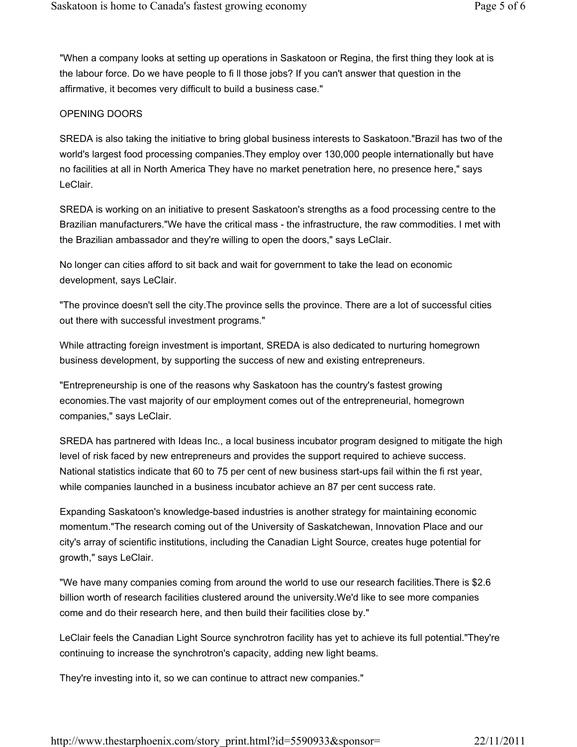"When a company looks at setting up operations in Saskatoon or Regina, the first thing they look at is the labour force. Do we have people to fi ll those jobs? If you can't answer that question in the affirmative, it becomes very difficult to build a business case."

## OPENING DOORS

SREDA is also taking the initiative to bring global business interests to Saskatoon."Brazil has two of the world's largest food processing companies.They employ over 130,000 people internationally but have no facilities at all in North America They have no market penetration here, no presence here," says LeClair.

SREDA is working on an initiative to present Saskatoon's strengths as a food processing centre to the Brazilian manufacturers."We have the critical mass - the infrastructure, the raw commodities. I met with the Brazilian ambassador and they're willing to open the doors," says LeClair.

No longer can cities afford to sit back and wait for government to take the lead on economic development, says LeClair.

"The province doesn't sell the city.The province sells the province. There are a lot of successful cities out there with successful investment programs."

While attracting foreign investment is important, SREDA is also dedicated to nurturing homegrown business development, by supporting the success of new and existing entrepreneurs.

"Entrepreneurship is one of the reasons why Saskatoon has the country's fastest growing economies.The vast majority of our employment comes out of the entrepreneurial, homegrown companies," says LeClair.

SREDA has partnered with Ideas Inc., a local business incubator program designed to mitigate the high level of risk faced by new entrepreneurs and provides the support required to achieve success. National statistics indicate that 60 to 75 per cent of new business start-ups fail within the fi rst year, while companies launched in a business incubator achieve an 87 per cent success rate.

Expanding Saskatoon's knowledge-based industries is another strategy for maintaining economic momentum."The research coming out of the University of Saskatchewan, Innovation Place and our city's array of scientific institutions, including the Canadian Light Source, creates huge potential for growth," says LeClair.

"We have many companies coming from around the world to use our research facilities.There is $2.6 billion worth of research facilities clustered around the university.We'd like to see more companies come and do their research here, and then build their facilities close by."

LeClair feels the Canadian Light Source synchrotron facility has yet to achieve its full potential."They're continuing to increase the synchrotron's capacity, adding new light beams.

They're investing into it, so we can continue to attract new companies."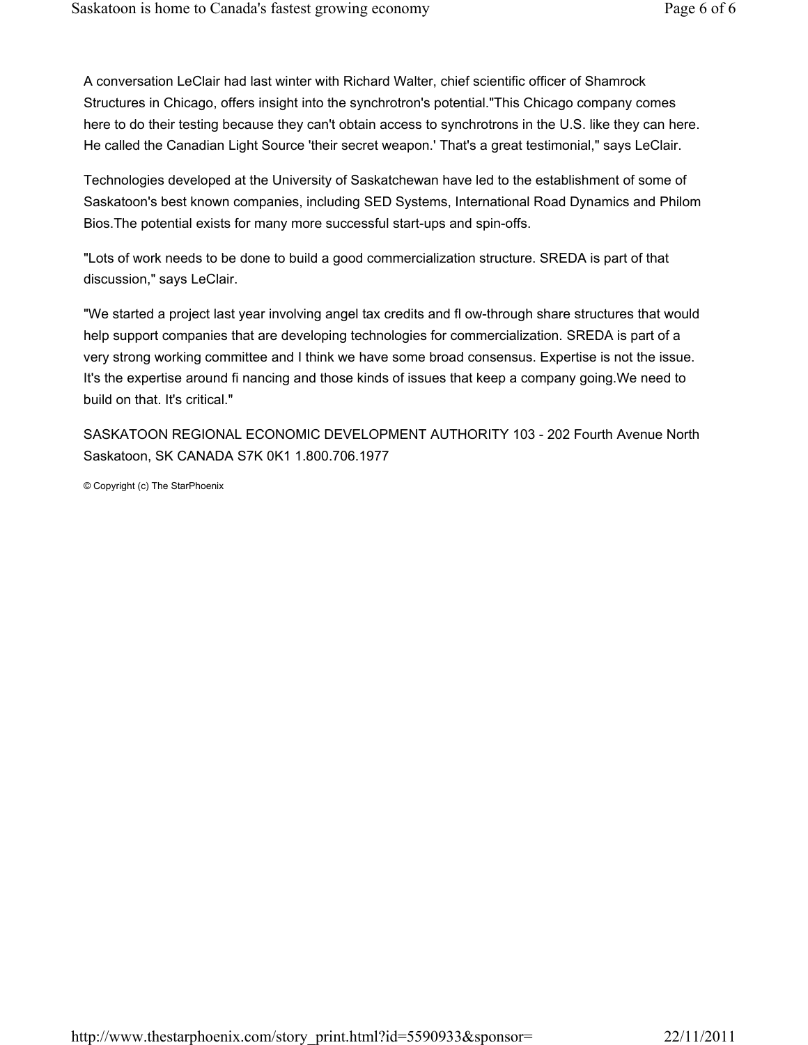A conversation LeClair had last winter with Richard Walter, chief scientific officer of Shamrock Structures in Chicago, offers insight into the synchrotron's potential."This Chicago company comes here to do their testing because they can't obtain access to synchrotrons in the U.S. like they can here. He called the Canadian Light Source 'their secret weapon.' That's a great testimonial," says LeClair.

Technologies developed at the University of Saskatchewan have led to the establishment of some of Saskatoon's best known companies, including SED Systems, International Road Dynamics and Philom Bios.The potential exists for many more successful start-ups and spin-offs.

"Lots of work needs to be done to build a good commercialization structure. SREDA is part of that discussion," says LeClair.

"We started a project last year involving angel tax credits and fl ow-through share structures that would help support companies that are developing technologies for commercialization. SREDA is part of a very strong working committee and I think we have some broad consensus. Expertise is not the issue. It's the expertise around fi nancing and those kinds of issues that keep a company going.We need to build on that. It's critical."

SASKATOON REGIONAL ECONOMIC DEVELOPMENT AUTHORITY 103 - 202 Fourth Avenue North Saskatoon, SK CANADA S7K 0K1 1.800.706.1977

© Copyright (c) The StarPhoenix